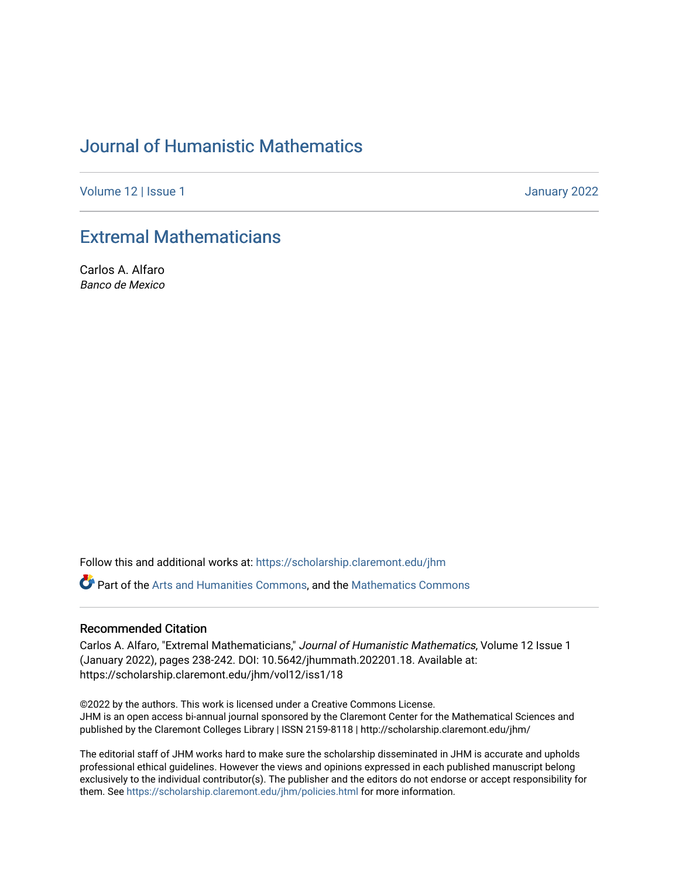# Journal of Humanistic Mathematics

Volume 12 | Issue 1 January 2022

## Extremal Mathematicians

Carlos A. Alfaro
*Banco de Mexico*

Follow this and additional works at: https://scholarship.claremont.edu/jhm

Part of the Arts and Humanities Commons, and the Mathematics Commons

### Recommended Citation

Carlos A. Alfaro, "Extremal Mathematicians," *Journal of Humanistic Mathematics*, Volume 12 Issue 1 (January 2022), pages 238-242. DOI: 10.5642/jhummath.202201.18. Available at: https://scholarship.claremont.edu/jhm/vol12/iss1/18

©2022 by the authors. This work is licensed under a Creative Commons License.
JHM is an open access bi-annual journal sponsored by the Claremont Center for the Mathematical Sciences and published by the Claremont Colleges Library | ISSN 2159-8118 | http://scholarship.claremont.edu/jhm/

The editorial staff of JHM works hard to make sure the scholarship disseminated in JHM is accurate and upholds professional ethical guidelines. However the views and opinions expressed in each published manuscript belong exclusively to the individual contributor(s). The publisher and the editors do not endorse or accept responsibility for them. See https://scholarship.claremont.edu/jhm/policies.html for more information.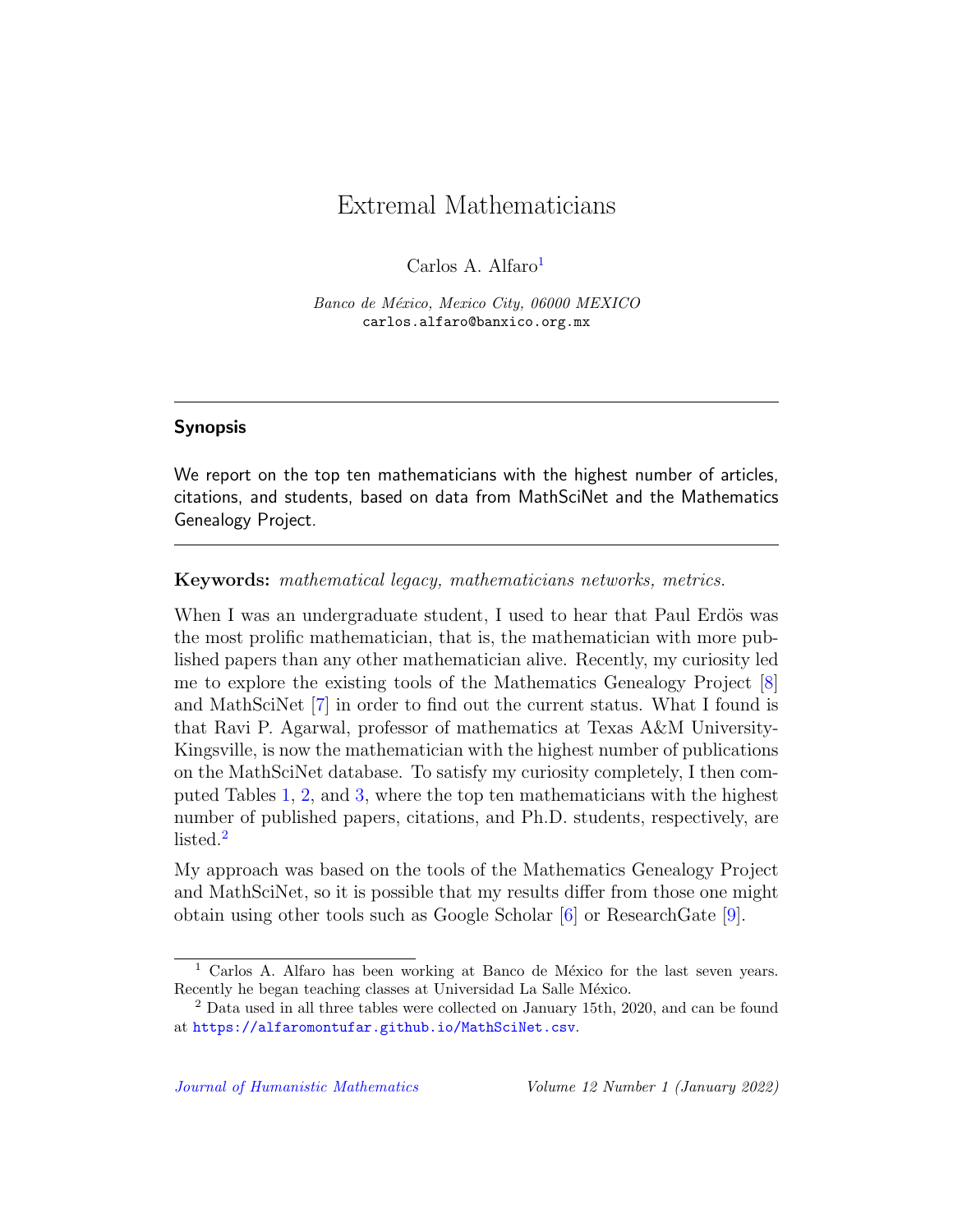# Extremal Mathematicians

Carlos A. Alfaro[1]

*Banco de México, Mexico City, 06000 MEXICO*
carlos.alfaro@banxico.org.mx

---

## Synopsis

We report on the top ten mathematicians with the highest number of articles, citations, and students, based on data from MathSciNet and the Mathematics Genealogy Project.

---

**Keywords:** *mathematical legacy, mathematicians networks, metrics.*

When I was an undergraduate student, I used to hear that Paul Erdös was the most prolific mathematician, that is, the mathematician with more published papers than any other mathematician alive. Recently, my curiosity led me to explore the existing tools of the Mathematics Genealogy Project [8] and MathSciNet [7] in order to find out the current status. What I found is that Ravi P. Agarwal, professor of mathematics at Texas A&M University-Kingsville, is now the mathematician with the highest number of publications on the MathSciNet database. To satisfy my curiosity completely, I then computed Tables 1, 2, and 3, where the top ten mathematicians with the highest number of published papers, citations, and Ph.D. students, respectively, are listed.[2]

My approach was based on the tools of the Mathematics Genealogy Project and MathSciNet, so it is possible that my results differ from those one might obtain using other tools such as Google Scholar [6] or ResearchGate [9].

[1] Carlos A. Alfaro has been working at Banco de México for the last seven years. Recently he began teaching classes at Universidad La Salle México.

[2] Data used in all three tables were collected on January 15th, 2020, and can be found at https://alfaromontufar.github.io/MathSciNet.csv.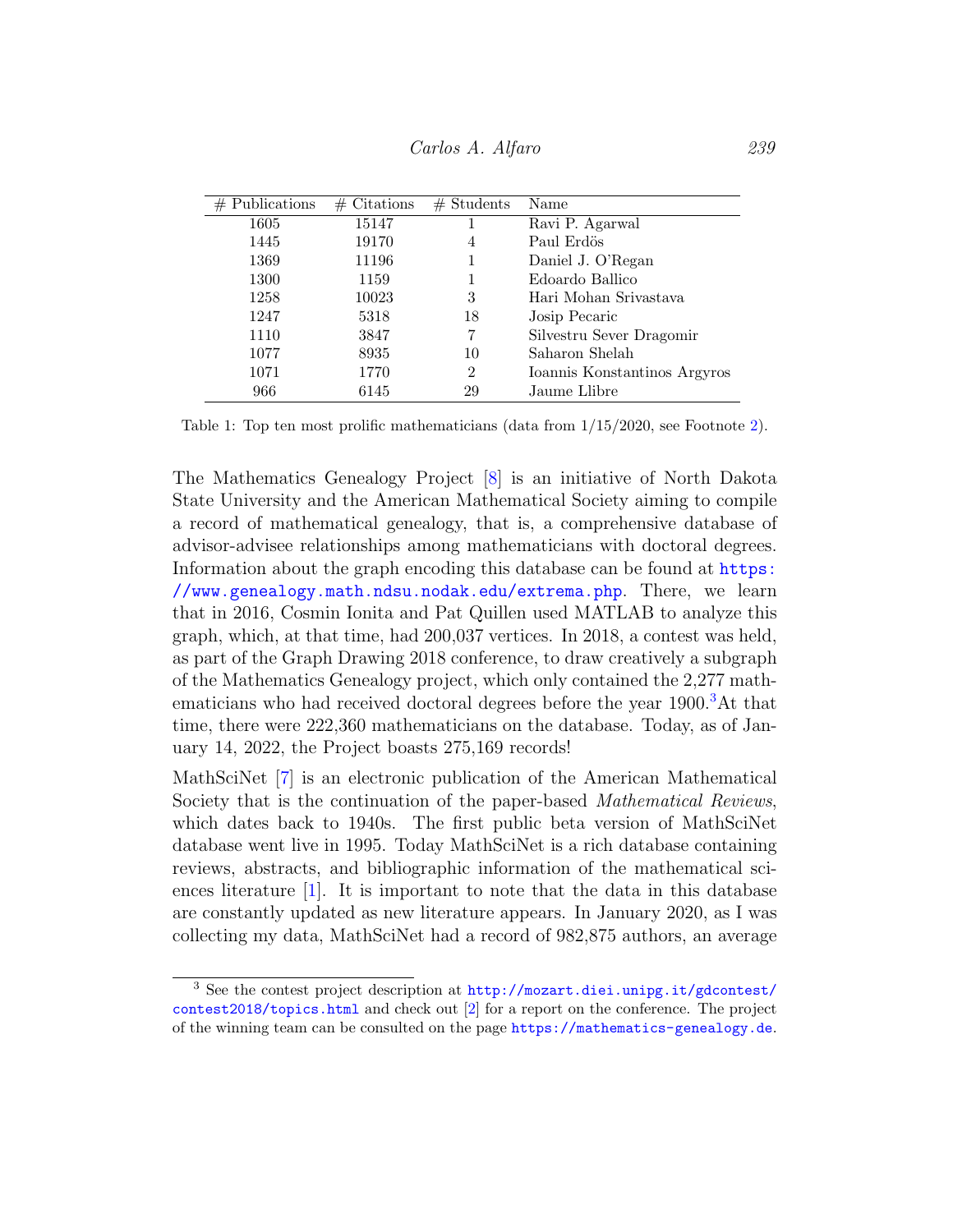| # Publications | # Citations | # Students | Name |
|---|---|---|---|
| 1605 | 15147 | 1 | Ravi P. Agarwal |
| 1445 | 19170 | 4 | Paul Erdös |
| 1369 | 11196 | 1 | Daniel J. O'Regan |
| 1300 | 1159 | 1 | Edoardo Ballico |
| 1258 | 10023 | 3 | Hari Mohan Srivastava |
| 1247 | 5318 | 18 | Josip Pecaric |
| 1110 | 3847 | 7 | Silvestru Sever Dragomir |
| 1077 | 8935 | 10 | Saharon Shelah |
| 1071 | 1770 | 2 | Ioannis Konstantinos Argyros |
| 966 | 6145 | 29 | Jaume Llibre |

Table 1: Top ten most prolific mathematicians (data from 1/15/2020, see Footnote 2).

The Mathematics Genealogy Project [8] is an initiative of North Dakota State University and the American Mathematical Society aiming to compile a record of mathematical genealogy, that is, a comprehensive database of advisor-advisee relationships among mathematicians with doctoral degrees. Information about the graph encoding this database can be found at https://www.genealogy.math.ndsu.nodak.edu/extrema.php. There, we learn that in 2016, Cosmin Ionita and Pat Quillen used MATLAB to analyze this graph, which, at that time, had 200,037 vertices. In 2018, a contest was held, as part of the Graph Drawing 2018 conference, to draw creatively a subgraph of the Mathematics Genealogy project, which only contained the 2,277 mathematicians who had received doctoral degrees before the year 1900.[3] At that time, there were 222,360 mathematicians on the database. Today, as of January 14, 2022, the Project boasts 275,169 records!

MathSciNet [7] is an electronic publication of the American Mathematical Society that is the continuation of the paper-based *Mathematical Reviews*, which dates back to 1940s. The first public beta version of MathSciNet database went live in 1995. Today MathSciNet is a rich database containing reviews, abstracts, and bibliographic information of the mathematical sciences literature [1]. It is important to note that the data in this database are constantly updated as new literature appears. In January 2020, as I was collecting my data, MathSciNet had a record of 982,875 authors, an average

[3] See the contest project description at http://mozart.diei.unipg.it/gdcontest/contest2018/topics.html and check out [2] for a report on the conference. The project of the winning team can be consulted on the page https://mathematics-genealogy.de.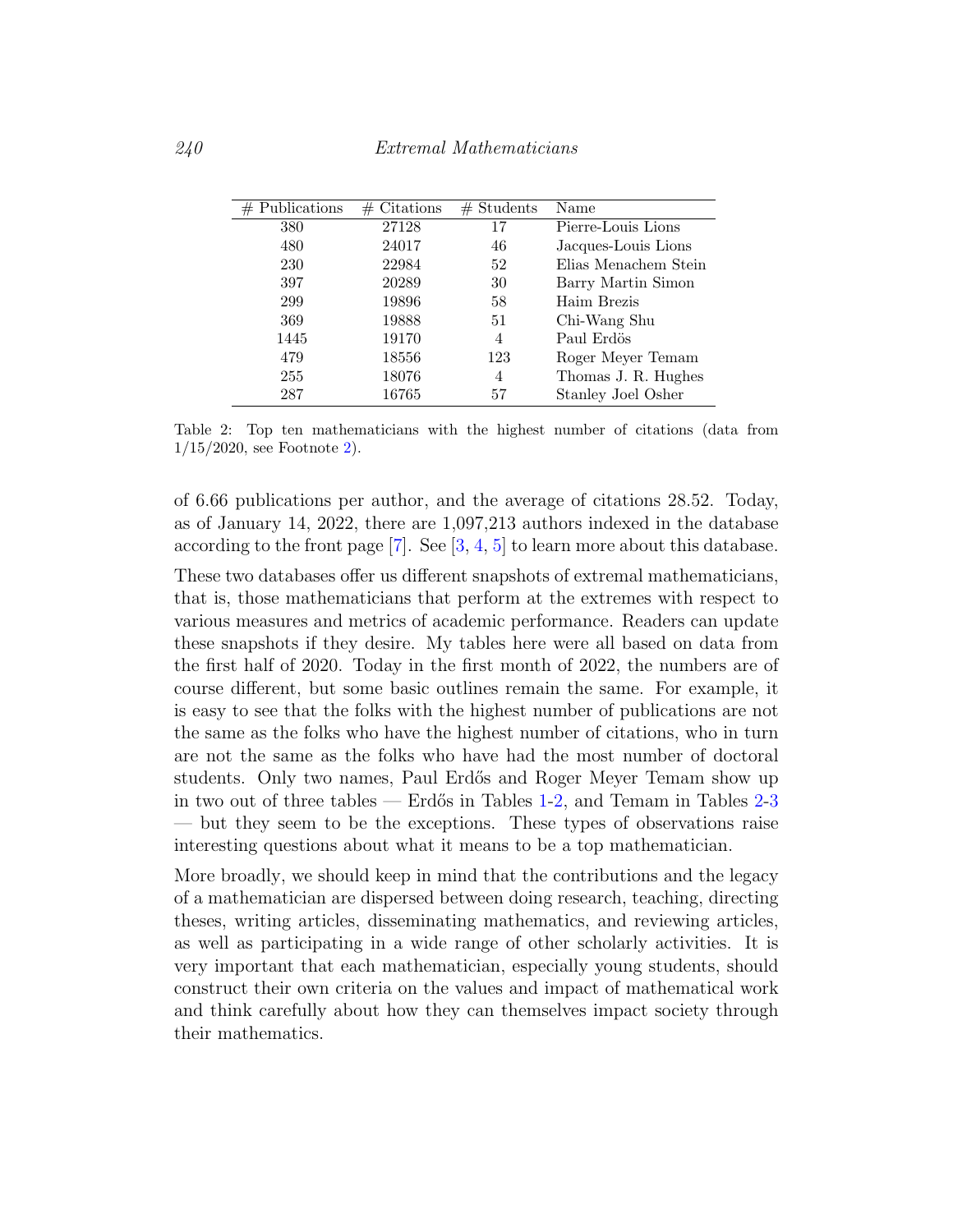| # Publications | # Citations | # Students | Name |
|---|---|---|---|
| 380 | 27128 | 17 | Pierre-Louis Lions |
| 480 | 24017 | 46 | Jacques-Louis Lions |
| 230 | 22984 | 52 | Elias Menachem Stein |
| 397 | 20289 | 30 | Barry Martin Simon |
| 299 | 19896 | 58 | Haim Brezis |
| 369 | 19888 | 51 | Chi-Wang Shu |
| 1445 | 19170 | 4 | Paul Erdös |
| 479 | 18556 | 123 | Roger Meyer Temam |
| 255 | 18076 | 4 | Thomas J. R. Hughes |
| 287 | 16765 | 57 | Stanley Joel Osher |

Table 2: Top ten mathematicians with the highest number of citations (data from 1/15/2020, see Footnote 2).

of 6.66 publications per author, and the average of citations 28.52. Today, as of January 14, 2022, there are 1,097,213 authors indexed in the database according to the front page [7]. See [3, 4, 5] to learn more about this database.

These two databases offer us different snapshots of extremal mathematicians, that is, those mathematicians that perform at the extremes with respect to various measures and metrics of academic performance. Readers can update these snapshots if they desire. My tables here were all based on data from the first half of 2020. Today in the first month of 2022, the numbers are of course different, but some basic outlines remain the same. For example, it is easy to see that the folks with the highest number of publications are not the same as the folks who have the highest number of citations, who in turn are not the same as the folks who have had the most number of doctoral students. Only two names, Paul Erdős and Roger Meyer Temam show up in two out of three tables — Erdős in Tables 1-2, and Temam in Tables 2-3 — but they seem to be the exceptions. These types of observations raise interesting questions about what it means to be a top mathematician.

More broadly, we should keep in mind that the contributions and the legacy of a mathematician are dispersed between doing research, teaching, directing theses, writing articles, disseminating mathematics, and reviewing articles, as well as participating in a wide range of other scholarly activities. It is very important that each mathematician, especially young students, should construct their own criteria on the values and impact of mathematical work and think carefully about how they can themselves impact society through their mathematics.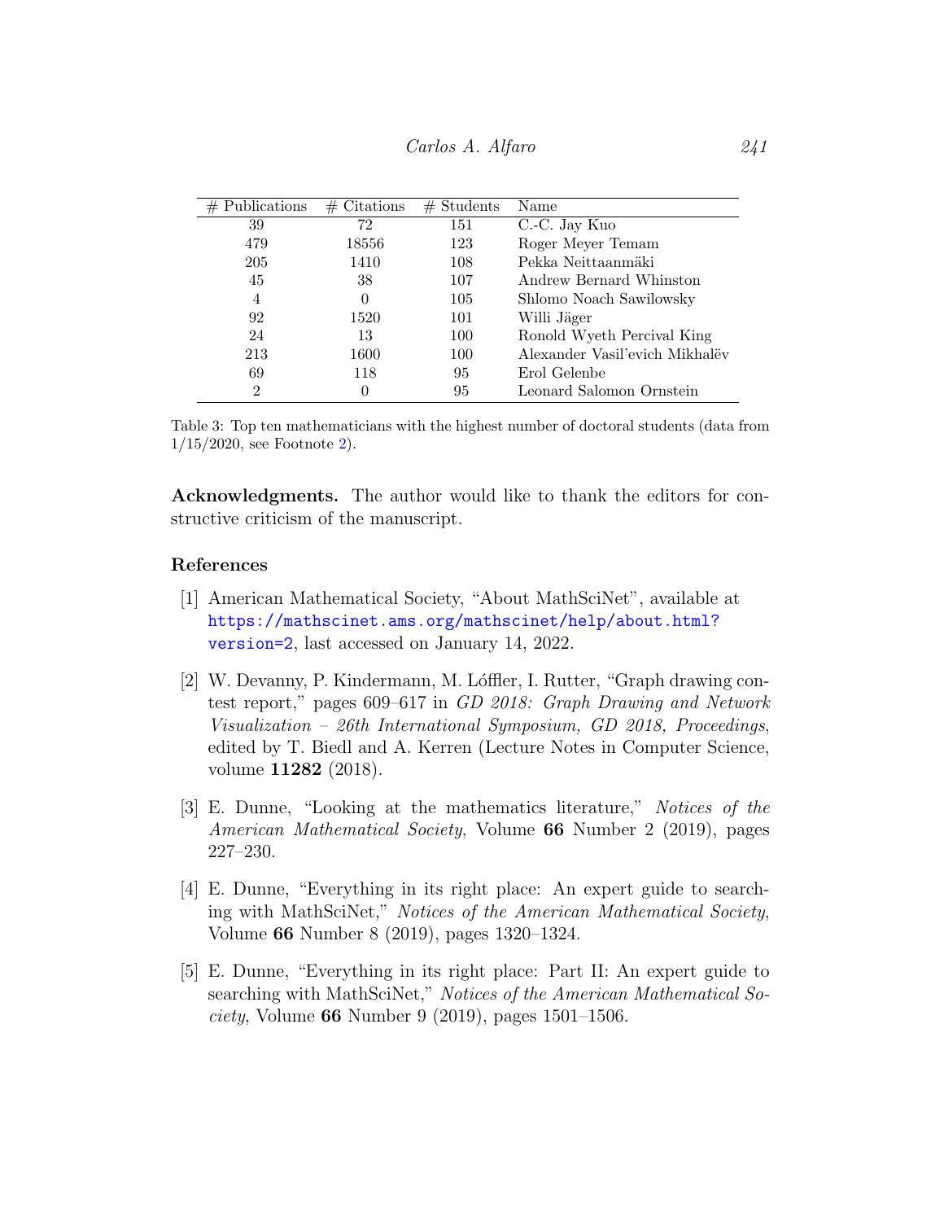| # Publications | # Citations | # Students | Name |
|---|---|---|---|
| 39 | 72 | 151 | C.-C. Jay Kuo |
| 479 | 18556 | 123 | Roger Meyer Temam |
| 205 | 1410 | 108 | Pekka Neittaanmäki |
| 45 | 38 | 107 | Andrew Bernard Whinston |
| 4 | 0 | 105 | Shlomo Noach Sawilowsky |
| 92 | 1520 | 101 | Willi Jäger |
| 24 | 13 | 100 | Ronold Wyeth Percival King |
| 213 | 1600 | 100 | Alexander Vasil'evich Mikhalëv |
| 69 | 118 | 95 | Erol Gelenbe |
| 2 | 0 | 95 | Leonard Salomon Ornstein |

Table 3: Top ten mathematicians with the highest number of doctoral students (data from 1/15/2020, see Footnote 2).

**Acknowledgments.** The author would like to thank the editors for constructive criticism of the manuscript.

## References

[1] American Mathematical Society, "About MathSciNet", available at https://mathscinet.ams.org/mathscinet/help/about.html?version=2, last accessed on January 14, 2022.

[2] W. Devanny, P. Kindermann, M. Lóffler, I. Rutter, "Graph drawing contest report," pages 609–617 in *GD 2018: Graph Drawing and Network Visualization – 26th International Symposium, GD 2018, Proceedings*, edited by T. Biedl and A. Kerren (Lecture Notes in Computer Science, volume **11282** (2018).

[3] E. Dunne, "Looking at the mathematics literature," *Notices of the American Mathematical Society*, Volume **66** Number 2 (2019), pages 227–230.

[4] E. Dunne, "Everything in its right place: An expert guide to searching with MathSciNet," *Notices of the American Mathematical Society*, Volume **66** Number 8 (2019), pages 1320–1324.

[5] E. Dunne, "Everything in its right place: Part II: An expert guide to searching with MathSciNet," *Notices of the American Mathematical Society*, Volume **66** Number 9 (2019), pages 1501–1506.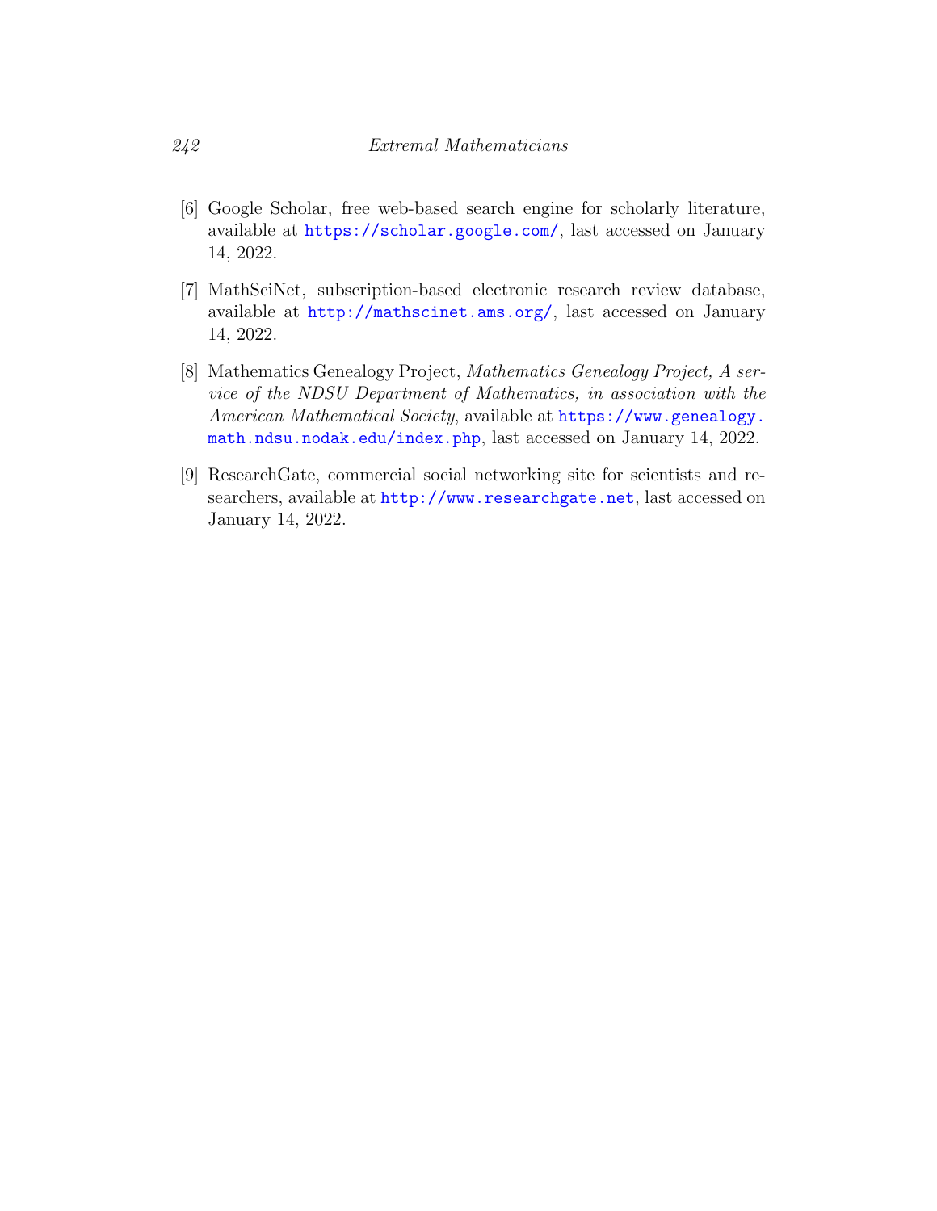[6] Google Scholar, free web-based search engine for scholarly literature, available at https://scholar.google.com/, last accessed on January 14, 2022.

[7] MathSciNet, subscription-based electronic research review database, available at http://mathscinet.ams.org/, last accessed on January 14, 2022.

[8] Mathematics Genealogy Project, *Mathematics Genealogy Project, A service of the NDSU Department of Mathematics, in association with the American Mathematical Society*, available at https://www.genealogy.math.ndsu.nodak.edu/index.php, last accessed on January 14, 2022.

[9] ResearchGate, commercial social networking site for scientists and researchers, available at http://www.researchgate.net, last accessed on January 14, 2022.